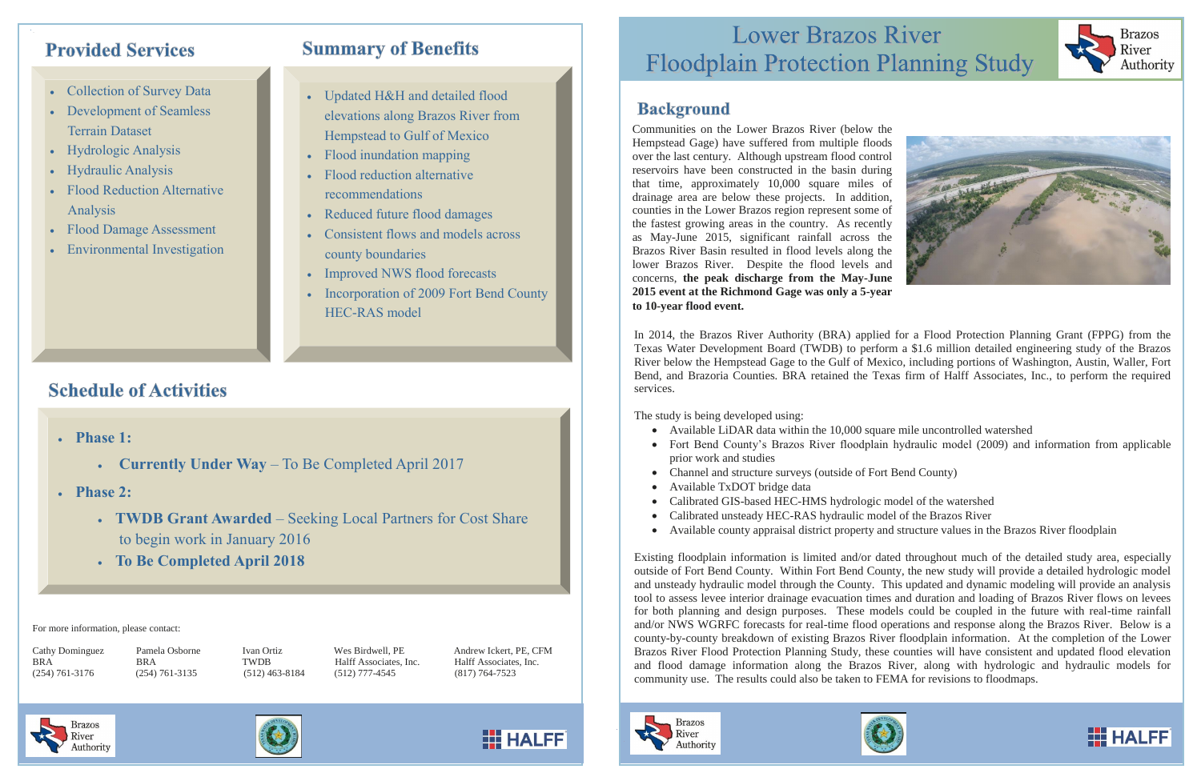# Lower Brazos River Floodplain Protection Planning Study

## Background

Communities on the Lower Brazos River (below the Hempstead Gage) have suffered from multiple floods over the last century. Although upstream flood control reservoirs have been constructed in the basin during that time, approximately 10,000 square miles of drainage area are below these projects. In addition, counties in the Lower Brazos region represent some of the fastest growing areas in the country. As recently as May-June 2015, significant rainfall across the Brazos River Basin resulted in flood levels along the lower Brazos River. Despite the flood levels and concerns, **the peak discharge from the May-June 2015 event at the Richmond Gage was only a 5-year to 10-year flood event.**

In 2014, the Brazos River Authority (BRA) applied for a Flood Protection Planning Grant (FPPG) from the Texas Water Development Board (TWDB) to perform a $1.6 million detailed engineering study of the Brazos River below the Hempstead Gage to the Gulf of Mexico, including portions of Washington, Austin, Waller, Fort Bend, and Brazoria Counties. BRA retained the Texas firm of Halff Associates, Inc., to perform the required services.

The study is being developed using:

- Available LiDAR data within the 10,000 square mile uncontrolled watershed
- Fort Bend County's Brazos River floodplain hydraulic model (2009) and information from applicable prior work and studies
- Channel and structure surveys (outside of Fort Bend County)
- Available TxDOT bridge data
- Calibrated GIS-based HEC-HMS hydrologic model of the watershed
- Calibrated unsteady HEC-RAS hydraulic model of the Brazos River
- Available county appraisal district property and structure values in the Brazos River floodplain

Existing floodplain information is limited and/or dated throughout much of the detailed study area, especially outside of Fort Bend County. Within Fort Bend County, the new study will provide a detailed hydrologic model and unsteady hydraulic model through the County. This updated and dynamic modeling will provide an analysis tool to assess levee interior drainage evacuation times and duration and loading of Brazos River flows on levees for both planning and design purposes. These models could be coupled in the future with real-time rainfall and/or NWS WGRFC forecasts for real-time flood operations and response along the Brazos River. Below is a county-by-county breakdown of existing Brazos River floodplain information. At the completion of the Lower Brazos River Flood Protection Planning Study, these counties will have consistent and updated flood elevation and flood damage information along the Brazos River, along with hydrologic and hydraulic models for community use. The results could also be taken to FEMA for revisions to floodmaps.

## Provided Services

- Collection of Survey Data
- Development of Seamless Terrain Dataset
- Hydrologic Analysis
- Hydraulic Analysis
- Flood Reduction Alternative Analysis
- Flood Damage Assessment
- Environmental Investigation

## Summary of Benefits

- Updated H&H and detailed flood elevations along Brazos River from Hempstead to Gulf of Mexico
- Flood inundation mapping
- Flood reduction alternative recommendations
- Reduced future flood damages
- Consistent flows and models across county boundaries
- Improved NWS flood forecasts
- Incorporation of 2009 Fort Bend County HEC-RAS model

## Schedule of Activities

- **Phase 1:**
  - **Currently Under Way** – To Be Completed April 2017
- **Phase 2:**
  - **TWDB Grant Awarded** – Seeking Local Partners for Cost Share to begin work in January 2016
  - **To Be Completed April 2018**

For more information, please contact:

| Cathy Dominguez | Pamela Osborne | Ivan Ortiz | Wes Birdwell, PE | Andrew Ickert, PE, CFM |
|---|---|---|---|---|
| BRA | BRA | TWDB | Halff Associates, Inc. | Halff Associates, Inc. |
| (254) 761-3176 | (254) 761-3135 | (512) 463-8184 | (512) 777-4545 | (817) 764-7523 |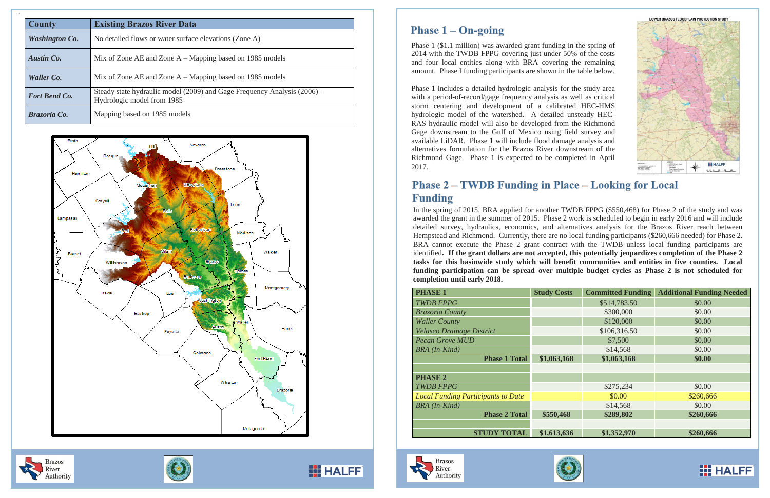| County | Existing Brazos River Data |
| --- | --- |
| *Washington Co.* | No detailed flows or water surface elevations (Zone A) |
| *Austin Co.* | Mix of Zone AE and Zone A – Mapping based on 1985 models |
| *Waller Co.* | Mix of Zone AE and Zone A – Mapping based on 1985 models |
| *Fort Bend Co.* | Steady state hydraulic model (2009) and Gage Frequency Analysis (2006) – Hydrologic model from 1985 |
| *Brazoria Co.* | Mapping based on 1985 models |

Erath
Hill
Navarro
Bosque
Hamilton
Freestone
McLennan
Limestone
Coryell
Leon
Lampasas
Falls
Bell
Robertson
Madison
Milam
Walker
Burnet
Williamson
Brazos
Grimes
Burleson
Montgomery
Travis
Lee
Washington
Bastrop
Waller
Fayette
Austin
Harris
Colorado
Fort Bend
Wharton
Brazoria
Matagorda

## Phase 1 – On-going

Phase 1 ($1.1 million) was awarded grant funding in the spring of 2014 with the TWDB FPPG covering just under 50% of the costs and four local entities along with BRA covering the remaining amount. Phase I funding participants are shown in the table below.

Phase 1 includes a detailed hydrologic analysis for the study area with a period-of-record/gage frequency analysis as well as critical storm centering and development of a calibrated HEC-HMS hydrologic model of the watershed. A detailed unsteady HEC-RAS hydraulic model will also be developed from the Richmond Gage downstream to the Gulf of Mexico using field survey and available LiDAR. Phase 1 will include flood damage analysis and alternatives formulation for the Brazos River downstream of the Richmond Gage. Phase 1 is expected to be completed in April 2017.

LOWER BRAZOS FLOODPLAIN PROTECTION STUDY

## Phase 2 – TWDB Funding in Place – Looking for Local Funding

In the spring of 2015, BRA applied for another TWDB FPPG ($550,468) for Phase 2 of the study and was awarded the grant in the summer of 2015. Phase 2 work is scheduled to begin in early 2016 and will include detailed survey, hydraulics, economics, and alternatives analysis for the Brazos River reach between Hempstead and Richmond. Currently, there are no local funding participants ($260,666 needed) for Phase 2. BRA cannot execute the Phase 2 grant contract with the TWDB unless local funding participants are identified. **If the grant dollars are not accepted, this potentially jeopardizes completion of the Phase 2 tasks for this basinwide study which will benefit communities and entities in five counties. Local funding participation can be spread over multiple budget cycles as Phase 2 is not scheduled for completion until early 2018.**

| PHASE 1 | Study Costs | Committed Funding | Additional Funding Needed |
| --- | --- | --- | --- |
| *TWDB FPPG* | | $514,783.50 | $0.00 |
| *Brazoria County* | | $300,000 | $0.00 |
| *Waller County* | | $120,000 | $0.00 |
| *Velasco Drainage District* | | $106,316.50 | $0.00 |
| *Pecan Grove MUD* | | $7,500 | $0.00 |
| *BRA (In-Kind)* | | $14,568 | $0.00 |
| **Phase 1 Total** | **$1,063,168** | **$1,063,168** | **$0.00** |
| | | | |
| **PHASE 2** | | | |
| *TWDB FPPG* | | $275,234 | $0.00 |
| *Local Funding Participants to Date* | | $0.00 | $260,666 |
| *BRA (In-Kind)* | | $14,568 | $0.00 |
| **Phase 2 Total** | **$550,468** | **$289,802** | **$260,666** |
| | | | |
| **STUDY TOTAL** | **$1,613,636** | **$1,352,970** | **$260,666** |